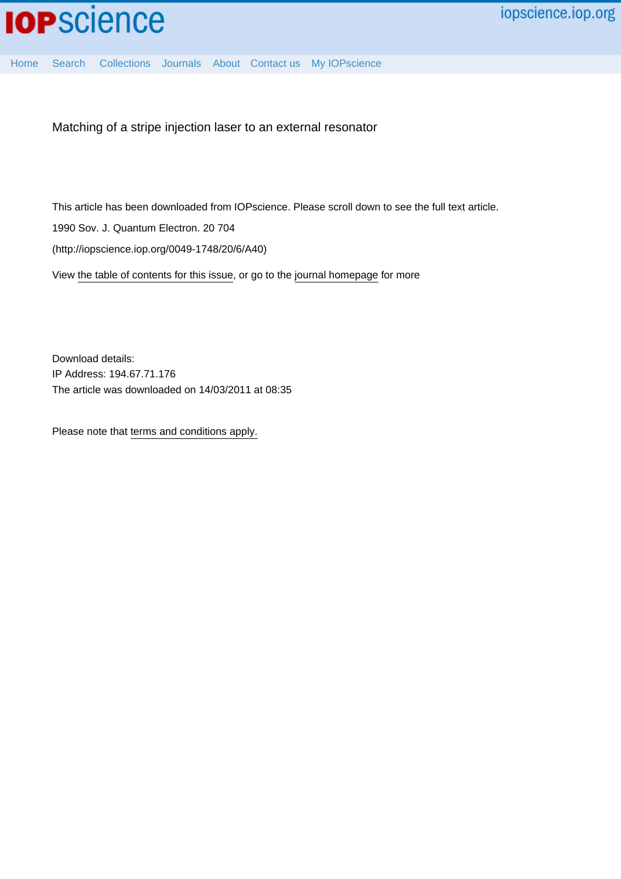# Matching of a stripe injection laser to an external resonator

This article has been downloaded from IOPscience. Please scroll down to see the full text article.

1990 Sov. J. Quantum Electron. 20 704

(http://iopscience.iop.org/0049-1748/20/6/A40)

View the table of contents for this issue, or go to the journal homepage for more

Download details:
IP Address: 194.67.71.176
The article was downloaded on 14/03/2011 at 08:35

Please note that terms and conditions apply.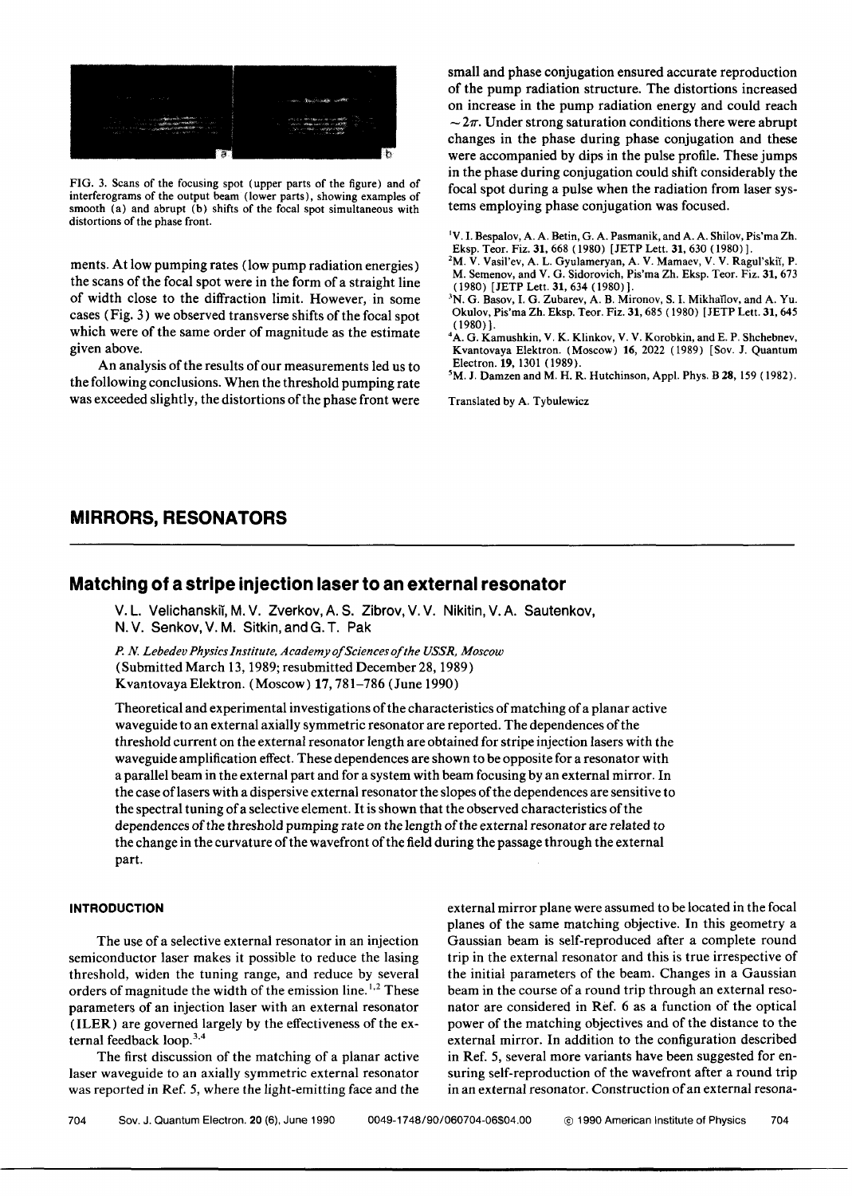FIG. 3. Scans of the focusing spot (upper parts of the figure) and of interferograms of the output beam (lower parts), showing examples of smooth (a) and abrupt (b) shifts of the focal spot simultaneous with distortions of the phase front.

ments. At low pumping rates (low pump radiation energies) the scans of the focal spot were in the form of a straight line of width close to the diffraction limit. However, in some cases (Fig. 3) we observed transverse shifts of the focal spot which were of the same order of magnitude as the estimate given above.

An analysis of the results of our measurements led us to the following conclusions. When the threshold pumping rate was exceeded slightly, the distortions of the phase front were small and phase conjugation ensured accurate reproduction of the pump radiation structure. The distortions increased on increase in the pump radiation energy and could reach $\sim 2\pi$. Under strong saturation conditions there were abrupt changes in the phase during phase conjugation and these were accompanied by dips in the pulse profile. These jumps in the phase during conjugation could shift considerably the focal spot during a pulse when the radiation from laser systems employing phase conjugation was focused.

[1] V. I. Bespalov, A. A. Betin, G. A. Pasmanik, and A. A. Shilov, Pis'ma Zh. Eksp. Teor. Fiz. **31**, 668 (1980) [JETP Lett. **31**, 630 (1980)].
[2] M. V. Vasil'ev, A. L. Gyulameryan, A. V. Mamaev, V. V. Ragul'skiĭ, P. M. Semenov, and V. G. Sidorovich, Pis'ma Zh. Eksp. Teor. Fiz. **31**, 673 (1980) [JETP Lett. **31**, 634 (1980)].
[3] N. G. Basov, I. G. Zubarev, A. B. Mironov, S. I. Mikhaĭlov, and A. Yu. Okulov, Pis'ma Zh. Eksp. Teor. Fiz. **31**, 685 (1980) [JETP Lett. **31**, 645 (1980)].
[4] A. G. Kamushkin, V. K. Klinkov, V. V. Korobkin, and E. P. Shchebnev, Kvantovaya Elektron. (Moscow) **16**, 2022 (1989) [Sov. J. Quantum Electron. **19**, 1301 (1989).
[5] M. J. Damzen and M. H. R. Hutchinson, Appl. Phys. B **28**, 159 (1982).

Translated by A. Tybulewicz

# MIRRORS, RESONATORS

## Matching of a stripe injection laser to an external resonator

V. L. Velichanskiĭ, M. V. Zverkov, A. S. Zibrov, V. V. Nikitin, V. A. Sautenkov, N. V. Senkov, V. M. Sitkin, and G. T. Pak

*P. N. Lebedev Physics Institute, Academy of Sciences of the USSR, Moscow*
(Submitted March 13, 1989; resubmitted December 28, 1989)
Kvantovaya Elektron. (Moscow) **17**, 781–786 (June 1990)

Theoretical and experimental investigations of the characteristics of matching of a planar active waveguide to an external axially symmetric resonator are reported. The dependences of the threshold current on the external resonator length are obtained for stripe injection lasers with the waveguide amplification effect. These dependences are shown to be opposite for a resonator with a parallel beam in the external part and for a system with beam focusing by an external mirror. In the case of lasers with a dispersive external resonator the slopes of the dependences are sensitive to the spectral tuning of a selective element. It is shown that the observed characteristics of the dependences of the threshold pumping rate on the length of the external resonator are related to the change in the curvature of the wavefront of the field during the passage through the external part.

### INTRODUCTION

The use of a selective external resonator in an injection semiconductor laser makes it possible to reduce the lasing threshold, widen the tuning range, and reduce by several orders of magnitude the width of the emission line.[1,2] These parameters of an injection laser with an external resonator (ILER) are governed largely by the effectiveness of the external feedback loop.[3,4]

The first discussion of the matching of a planar active laser waveguide to an axially symmetric external resonator was reported in Ref. 5, where the light-emitting face and the external mirror plane were assumed to be located in the focal planes of the same matching objective. In this geometry a Gaussian beam is self-reproduced after a complete round trip in the external resonator and this is true irrespective of the initial parameters of the beam. Changes in a Gaussian beam in the course of a round trip through an external resonator are considered in Ref. 6 as a function of the optical power of the matching objectives and of the distance to the external mirror. In addition to the configuration described in Ref. 5, several more variants have been suggested for ensuring self-reproduction of the wavefront after a round trip in an external resonator. Construction of an external resona-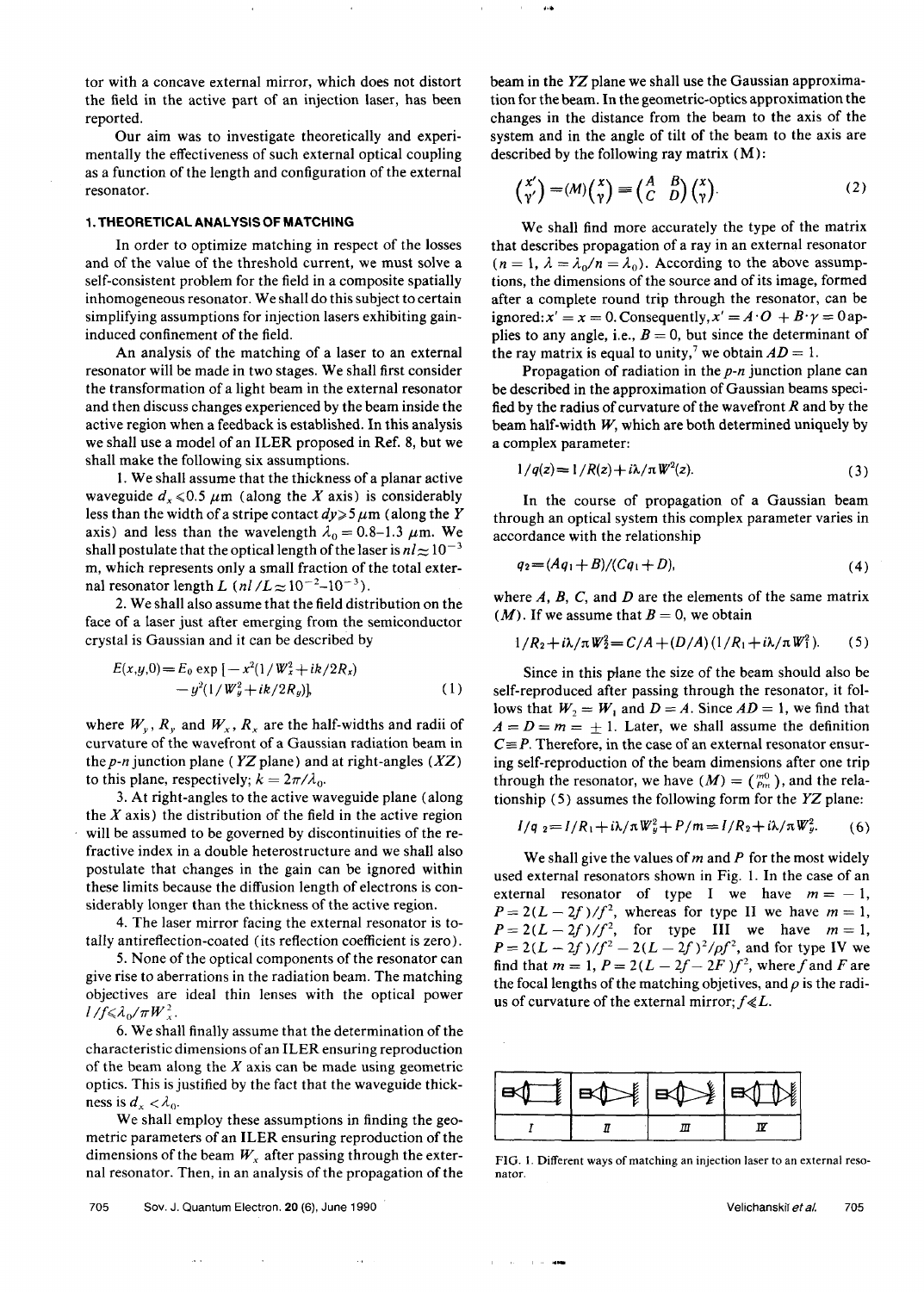tor with a concave external mirror, which does not distort the field in the active part of an injection laser, has been reported.

Our aim was to investigate theoretically and experimentally the effectiveness of such external optical coupling as a function of the length and configuration of the external resonator.

## 1. THEORETICAL ANALYSIS OF MATCHING

In order to optimize matching in respect of the losses and of the value of the threshold current, we must solve a self-consistent problem for the field in a composite spatially inhomogeneous resonator. We shall do this subject to certain simplifying assumptions for injection lasers exhibiting gain-induced confinement of the field.

An analysis of the matching of a laser to an external resonator will be made in two stages. We shall first consider the transformation of a light beam in the external resonator and then discuss changes experienced by the beam inside the active region when a feedback is established. In this analysis we shall use a model of an ILER proposed in Ref. 8, but we shall make the following six assumptions.

1. We shall assume that the thickness of a planar active waveguide $d_x \leqslant 0.5$ μm (along the $X$ axis) is considerably less than the width of a stripe contact $dy \geqslant 5$ μm (along the $Y$ axis) and less than the wavelength $\lambda_0 = 0.8$–$1.3$ μm. We shall postulate that the optical length of the laser is $nl \approx 10^{-3}$ m, which represents only a small fraction of the total external resonator length $L$ ($nl/L \approx 10^{-2}$–$10^{-3}$).

2. We shall also assume that the field distribution on the face of a laser just after emerging from the semiconductor crystal is Gaussian and it can be described by

$$E(x,y,0) = E_0 \exp[-x^2(1/W_x^2 + ik/2R_x) - y^2(1/W_y^2 + ik/2R_y)], \tag{1}$$

where $W_y$, $R_y$ and $W_x$, $R_x$ are the half-widths and radii of curvature of the wavefront of a Gaussian radiation beam in the $p$-$n$ junction plane ($YZ$ plane) and at right-angles ($XZ$) to this plane, respectively; $k = 2\pi/\lambda_0$.

3. At right-angles to the active waveguide plane (along the $X$ axis) the distribution of the field in the active region will be assumed to be governed by discontinuities of the refractive index in a double heterostructure and we shall also postulate that changes in the gain can be ignored within these limits because the diffusion length of electrons is considerably longer than the thickness of the active region.

4. The laser mirror facing the external resonator is totally antireflection-coated (its reflection coefficient is zero).

5. None of the optical components of the resonator can give rise to aberrations in the radiation beam. The matching objectives are ideal thin lenses with the optical power $1/f \leqslant \lambda_0/\pi W_x^2$.

6. We shall finally assume that the determination of the characteristic dimensions of an ILER ensuring reproduction of the beam along the $X$ axis can be made using geometric optics. This is justified by the fact that the waveguide thickness is $d_x < \lambda_0$.

We shall employ these assumptions in finding the geometric parameters of an ILER ensuring reproduction of the dimensions of the beam $W_x$ after passing through the external resonator. Then, in an analysis of the propagation of the beam in the $YZ$ plane we shall use the Gaussian approximation for the beam. In the geometric-optics approximation the changes in the distance from the beam to the axis of the system and in the angle of tilt of the beam to the axis are described by the following ray matrix ($M$):

$$\begin{pmatrix} x' \\ \gamma' \end{pmatrix} = (M)\begin{pmatrix} x \\ \gamma \end{pmatrix} = \begin{pmatrix} A & B \\ C & D \end{pmatrix}\begin{pmatrix} x \\ \gamma \end{pmatrix}. \tag{2}$$

We shall find more accurately the type of the matrix that describes propagation of a ray in an external resonator ($n = 1$, $\lambda = \lambda_0/n = \lambda_0$). According to the above assumptions, the dimensions of the source and of its image, formed after a complete round trip through the resonator, can be ignored: $x' = x = 0$. Consequently, $x' = A \cdot O + B \cdot \gamma = 0$ applies to any angle, i.e., $B = 0$, but since the determinant of the ray matrix is equal to unity,[7] we obtain $AD = 1$.

Propagation of radiation in the $p$-$n$ junction plane can be described in the approximation of Gaussian beams specified by the radius of curvature of the wavefront $R$ and by the beam half-width $W$, which are both determined uniquely by a complex parameter:

$$1/q(z) = 1/R(z) + i\lambda/\pi W^2(z). \tag{3}$$

In the course of propagation of a Gaussian beam through an optical system this complex parameter varies in accordance with the relationship

$$q_2 = (Aq_1 + B)/(Cq_1 + D), \tag{4}$$

where $A$, $B$, $C$, and $D$ are the elements of the same matrix ($M$). If we assume that $B = 0$, we obtain

$$1/R_2 + i\lambda/\pi W_2^2 = C/A + (D/A)(1/R_1 + i\lambda/\pi W_1^2). \tag{5}$$

Since in this plane the size of the beam should also be self-reproduced after passing through the resonator, it follows that $W_2 = W_1$ and $D = A$. Since $AD = 1$, we find that $A = D = m = \pm 1$. Later, we shall assume the definition $C \equiv P$. Therefore, in the case of an external resonator ensuring self-reproduction of the beam dimensions after one trip through the resonator, we have $(M) = \begin{pmatrix} m & 0 \\ P & m \end{pmatrix}$, and the relationship (5) assumes the following form for the $YZ$ plane:

$$1/q_2 = 1/R_1 + i\lambda/\pi W_y^2 + P/m = 1/R_2 + i\lambda/\pi W_y^2. \tag{6}$$

We shall give the values of $m$ and $P$ for the most widely used external resonators shown in Fig. 1. In the case of an external resonator of type I we have $m = -1$, $P = 2(L - 2f)/f^2$, whereas for type II we have $m = 1$, $P = 2(L - 2f)/f^2$, for type III we have $m = 1$, $P = 2(L - 2f)/f^2 - 2(L - 2f)^2/\rho f^2$, and for type IV we find that $m = 1$, $P = 2(L - 2f - 2F)f^2$, where $f$ and $F$ are the focal lengths of the matching objetives, and $\rho$ is the radius of curvature of the external mirror; $f \ll L$.

| I | II | III | IV |
|---|---|---|---|

FIG. 1. Different ways of matching an injection laser to an external resonator.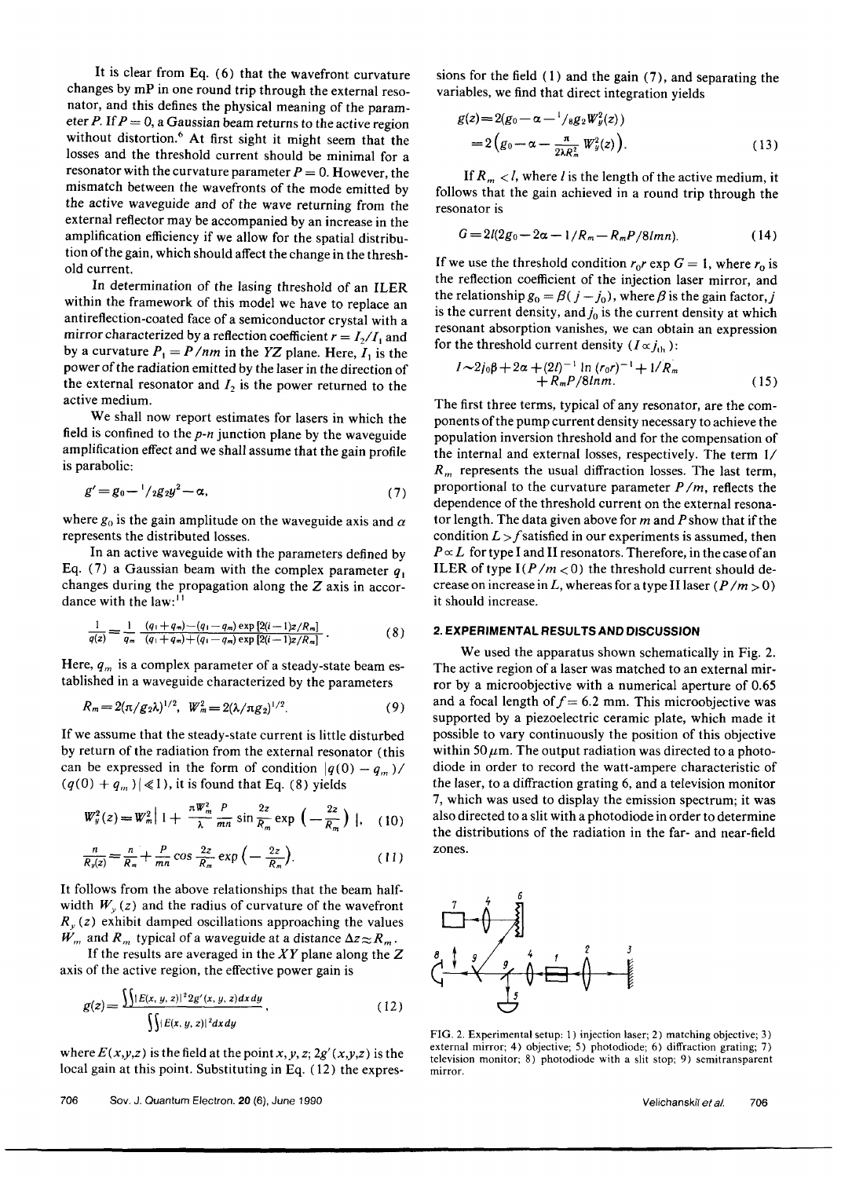It is clear from Eq. (6) that the wavefront curvature changes by mP in one round trip through the external resonator, and this defines the physical meaning of the parameter $P$. If $P = 0$, a Gaussian beam returns to the active region without distortion.[6] At first sight it might seem that the losses and the threshold current should be minimal for a resonator with the curvature parameter $P = 0$. However, the mismatch between the wavefronts of the mode emitted by the active waveguide and of the wave returning from the external reflector may be accompanied by an increase in the amplification efficiency if we allow for the spatial distribution of the gain, which should affect the change in the threshold current.

In determination of the lasing threshold of an ILER within the framework of this model we have to replace an antireflection-coated face of a semiconductor crystal with a mirror characterized by a reflection coefficient $r = I_2/I_1$ and by a curvature $P_1 = P/nm$ in the $YZ$ plane. Here, $I_1$ is the power of the radiation emitted by the laser in the direction of the external resonator and $I_2$ is the power returned to the active medium.

We shall now report estimates for lasers in which the field is confined to the $p$-$n$ junction plane by the waveguide amplification effect and we shall assume that the gain profile is parabolic:

$$g' = g_0 - {}^1/_2 g_2 y^2 - \alpha, \tag{7}$$

where $g_0$ is the gain amplitude on the waveguide axis and $\alpha$ represents the distributed losses.

In an active waveguide with the parameters defined by Eq. (7) a Gaussian beam with the complex parameter $q_1$ changes during the propagation along the $Z$ axis in accordance with the law:[11]

$$\frac{1}{q(z)} = \frac{1}{q_m}\,\frac{(q_1+q_m)-(q_1-q_m)\exp\,[2(i-1)z/R_m]}{(q_1+q_m)+(q_1-q_m)\exp\,[2(i-1)z/R_m]}. \tag{8}$$

Here, $q_m$ is a complex parameter of a steady-state beam established in a waveguide characterized by the parameters

$$R_m = 2(\pi/g_2\lambda)^{1/2},\quad W_m^2 = 2(\lambda/\pi g_2)^{1/2}. \tag{9}$$

If we assume that the steady-state current is little disturbed by return of the radiation from the external resonator (this can be expressed in the form of condition $|q(0) - q_m)/(q(0) + q_m)| \ll 1$), it is found that Eq. (8) yields

$$W_y^2(z) = W_m^2 \left| 1 + \frac{\pi W_m^2}{\lambda}\,\frac{P}{mn}\sin\frac{2z}{R_m}\exp\left(-\frac{2z}{R_m}\right)\right|, \tag{10}$$

$$\frac{n}{R_y(z)} = \frac{n}{R_m} + \frac{P}{mn}\cos\frac{2z}{R_m}\exp\left(-\frac{2z}{R_m}\right). \tag{11}$$

It follows from the above relationships that the beam half-width $W_y(z)$ and the radius of curvature of the wavefront $R_y(z)$ exhibit damped oscillations approaching the values $W_m$ and $R_m$ typical of a waveguide at a distance $\Delta z \approx R_m$.

If the results are averaged in the $XY$ plane along the $Z$ axis of the active region, the effective power gain is

$$g(z) = \frac{\iint |E(x,y,z)|^2 2g'(x,y,z)\,dx\,dy}{\iint |E(x,y,z)|^2 dx\,dy}, \tag{12}$$

where $E(x,y,z)$ is the field at the point $x, y, z$; $2g'(x,y,z)$ is the local gain at this point. Substituting in Eq. (12) the expressions for the field (1) and the gain (7), and separating the variables, we find that direct integration yields

$$g(z) = 2(g_0 - \alpha - {}^1/_8 g_2 W_y^2(z)) = 2\left(g_0 - \alpha - \frac{\pi}{2\lambda R_m^2}\,W_y^2(z)\right). \tag{13}$$

If $R_m < l$, where $l$ is the length of the active medium, it follows that the gain achieved in a round trip through the resonator is

$$G = 2l(2g_0 - 2\alpha - 1/R_m - R_m P/8lmn). \tag{14}$$

If we use the threshold condition $r_0 r \exp G = 1$, where $r_0$ is the reflection coefficient of the injection laser mirror, and the relationship $g_0 = \beta(j - j_0)$, where $\beta$ is the gain factor, $j$ is the current density, and $j_0$ is the current density at which resonant absorption vanishes, we can obtain an expression for the threshold current density ($I \propto j_{th}$):

$$I \sim 2j_0\beta + 2\alpha + (2l)^{-1}\ln\,(r_0 r)^{-1} + 1/R_m + R_m P/8lnm. \tag{15}$$

The first three terms, typical of any resonator, are the components of the pump current density necessary to achieve the population inversion threshold and for the compensation of the internal and external losses, respectively. The term $1/R_m$ represents the usual diffraction losses. The last term, proportional to the curvature parameter $P/m$, reflects the dependence of the threshold current on the external resonator length. The data given above for $m$ and $P$ show that if the condition $L > f$ satisfied in our experiments is assumed, then $P \propto L$ for type I and II resonators. Therefore, in the case of an ILER of type I ($P/m < 0$) the threshold current should decrease on increase in $L$, whereas for a type II laser ($P/m > 0$) it should increase.

## 2. EXPERIMENTAL RESULTS AND DISCUSSION

We used the apparatus shown schematically in Fig. 2. The active region of a laser was matched to an external mirror by a microobjective with a numerical aperture of 0.65 and a focal length of $f = 6.2$ mm. This microobjective was supported by a piezoelectric ceramic plate, which made it possible to vary continuously the position of this objective within 50 $\mu$m. The output radiation was directed to a photodiode in order to record the watt-ampere characteristic of the laser, to a diffraction grating 6, and a television monitor 7, which was used to display the emission spectrum; it was also directed to a slit with a photodiode in order to determine the distributions of the radiation in the far- and near-field zones.

FIG. 2. Experimental setup: 1) injection laser; 2) matching objective; 3) external mirror; 4) objective; 5) photodiode; 6) diffraction grating; 7) television monitor; 8) photodiode with a slit stop; 9) semitransparent mirror.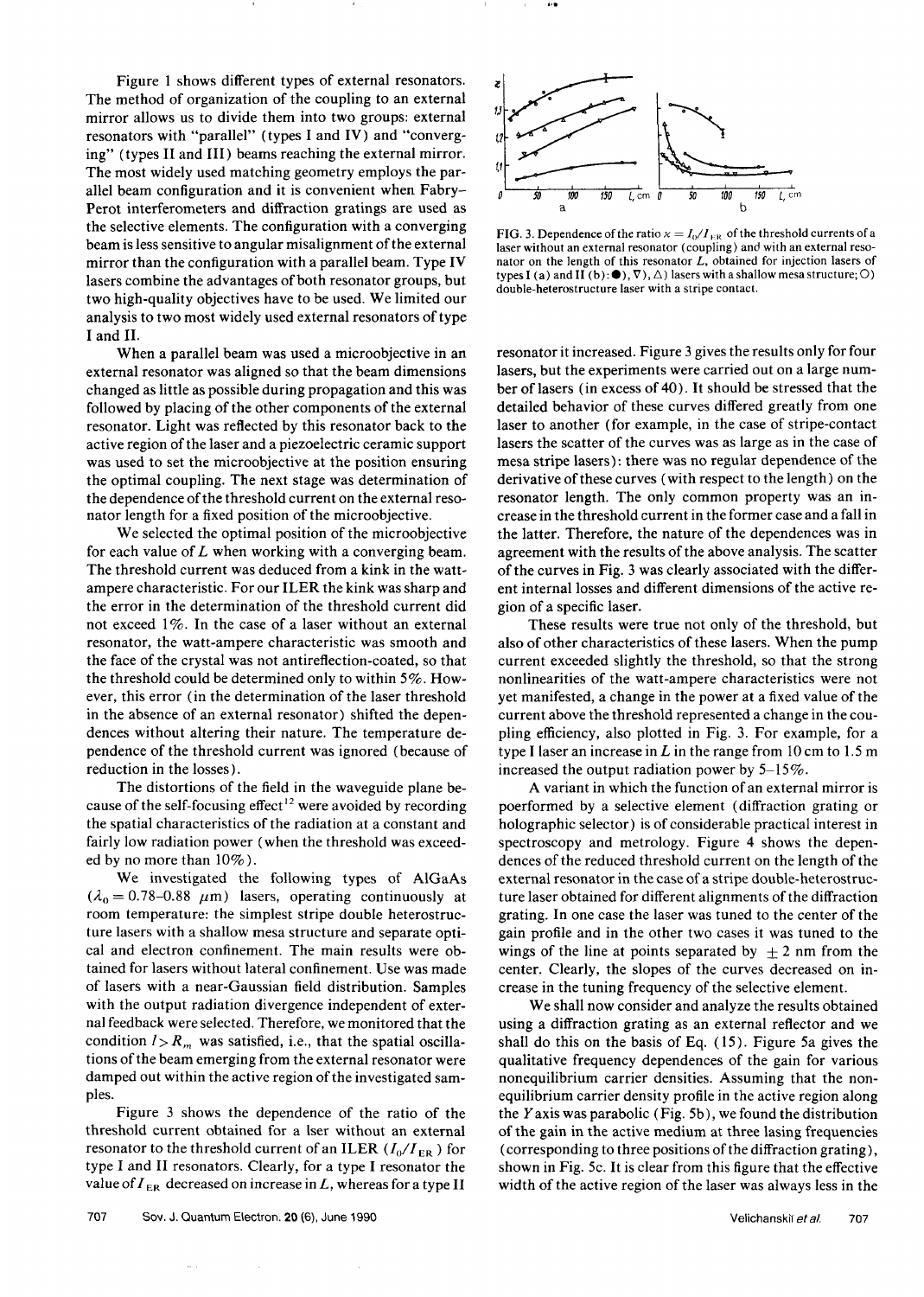Figure 1 shows different types of external resonators. The method of organization of the coupling to an external mirror allows us to divide them into two groups: external resonators with "parallel" (types I and IV) and "converging" (types II and III) beams reaching the external mirror. The most widely used matching geometry employs the parallel beam configuration and it is convenient when Fabry–Perot interferometers and diffraction gratings are used as the selective elements. The configuration with a converging beam is less sensitive to angular misalignment of the external mirror than the configuration with a parallel beam. Type IV lasers combine the advantages of both resonator groups, but two high-quality objectives have to be used. We limited our analysis to two most widely used external resonators of type I and II.

When a parallel beam was used a microobjective in an external resonator was aligned so that the beam dimensions changed as little as possible during propagation and this was followed by placing of the other components of the external resonator. Light was reflected by this resonator back to the active region of the laser and a piezoelectric ceramic support was used to set the microobjective at the position ensuring the optimal coupling. The next stage was determination of the dependence of the threshold current on the external resonator length for a fixed position of the microobjective.

We selected the optimal position of the microobjective for each value of $L$ when working with a converging beam. The threshold current was deduced from a kink in the watt-ampere characteristic. For our ILER the kink was sharp and the error in the determination of the threshold current did not exceed 1%. In the case of a laser without an external resonator, the watt-ampere characteristic was smooth and the face of the crystal was not antireflection-coated, so that the threshold could be determined only to within 5%. However, this error (in the determination of the laser threshold in the absence of an external resonator) shifted the dependences without altering their nature. The temperature dependence of the threshold current was ignored (because of reduction in the losses).

The distortions of the field in the waveguide plane because of the self-focusing effect[12] were avoided by recording the spatial characteristics of the radiation at a constant and fairly low radiation power (when the threshold was exceeded by no more than 10%).

We investigated the following types of AlGaAs ($\lambda_0 = 0.78$–$0.88$ $\mu$m) lasers, operating continuously at room temperature: the simplest stripe double heterostructure lasers with a shallow mesa structure and separate optical and electron confinement. The main results were obtained for lasers without lateral confinement. Use was made of lasers with a near-Gaussian field distribution. Samples with the output radiation divergence independent of external feedback were selected. Therefore, we monitored that the condition $l > R_m$ was satisfied, i.e., that the spatial oscillations of the beam emerging from the external resonator were damped out within the active region of the investigated samples.

Figure 3 shows the dependence of the ratio of the threshold current obtained for a lser without an external resonator to the threshold current of an ILER ($I_0/I_{\rm ER}$) for type I and II resonators. Clearly, for a type I resonator the value of $I_{\rm ER}$ decreased on increase in $L$, whereas for a type II resonator it increased. Figure 3 gives the results only for four lasers, but the experiments were carried out on a large number of lasers (in excess of 40). It should be stressed that the detailed behavior of these curves differed greatly from one laser to another (for example, in the case of stripe-contact lasers the scatter of the curves was as large as in the case of mesa stripe lasers): there was no regular dependence of the derivative of these curves (with respect to the length) on the resonator length. The only common property was an increase in the threshold current in the former case and a fall in the latter. Therefore, the nature of the dependences was in agreement with the results of the above analysis. The scatter of the curves in Fig. 3 was clearly associated with the different internal losses and different dimensions of the active region of a specific laser.

FIG. 3. Dependence of the ratio $\varkappa = I_0/I_{\rm ER}$ of the threshold currents of a laser without an external resonator (coupling) and with an external resonator on the length of this resonator $L$, obtained for injection lasers of types I (a) and II (b): (●), (▽), (△) lasers with a shallow mesa structure; (○) double-heterostructure laser with a stripe contact.

These results were true not only of the threshold, but also of other characteristics of these lasers. When the pump current exceeded slightly the threshold, so that the strong nonlinearities of the watt-ampere characteristics were not yet manifested, a change in the power at a fixed value of the current above the threshold represented a change in the coupling efficiency, also plotted in Fig. 3. For example, for a type I laser an increase in $L$ in the range from 10 cm to 1.5 m increased the output radiation power by 5–15%.

A variant in which the function of an external mirror is poerformed by a selective element (diffraction grating or holographic selector) is of considerable practical interest in spectroscopy and metrology. Figure 4 shows the dependences of the reduced threshold current on the length of the external resonator in the case of a stripe double-heterostructure laser obtained for different alignments of the diffraction grating. In one case the laser was tuned to the center of the gain profile and in the other two cases it was tuned to the wings of the line at points separated by $\pm 2$ nm from the center. Clearly, the slopes of the curves decreased on increase in the tuning frequency of the selective element.

We shall now consider and analyze the results obtained using a diffraction grating as an external reflector and we shall do this on the basis of Eq. (15). Figure 5a gives the qualitative frequency dependences of the gain for various nonequilibrium carrier densities. Assuming that the nonequilibrium carrier density profile in the active region along the $Y$ axis was parabolic (Fig. 5b), we found the distribution of the gain in the active medium at three lasing frequencies (corresponding to three positions of the diffraction grating), shown in Fig. 5c. It is clear from this figure that the effective width of the active region of the laser was always less in the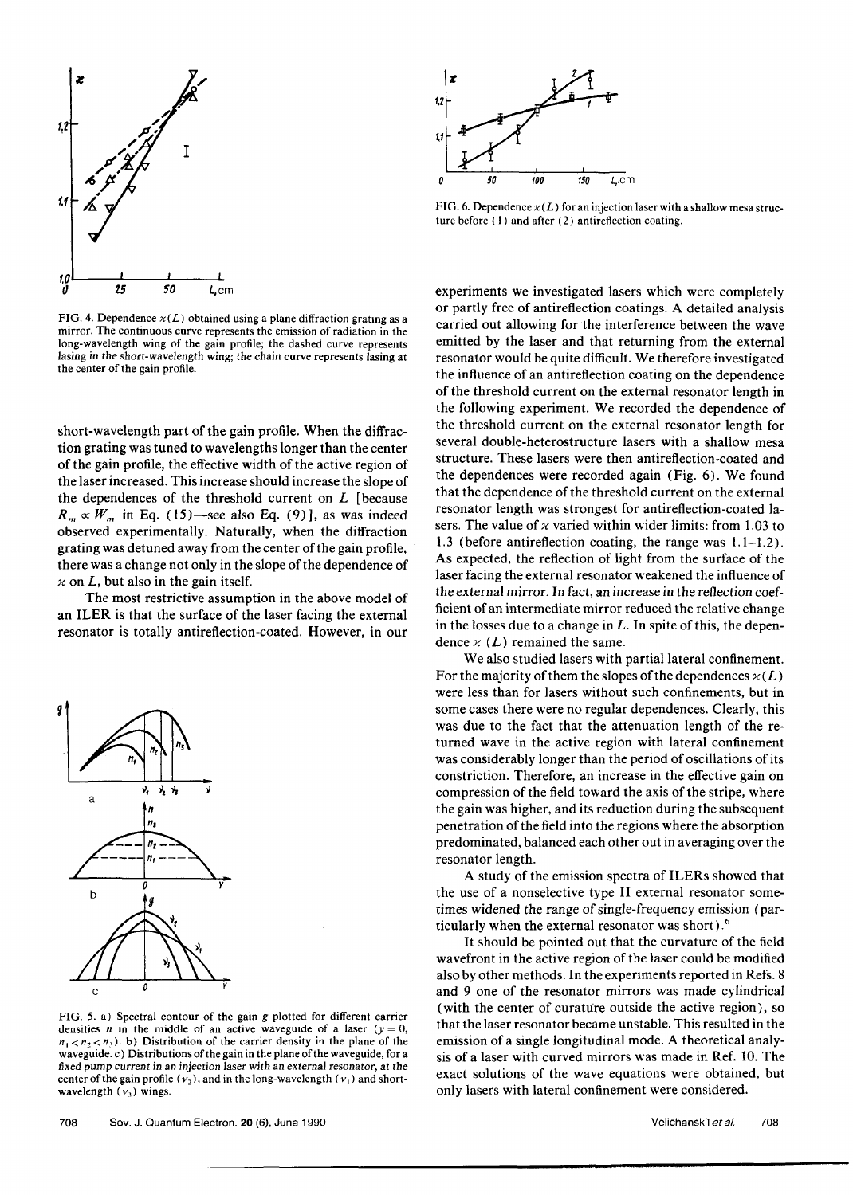FIG. 4. Dependence $\varkappa(L)$ obtained using a plane diffraction grating as a mirror. The continuous curve represents the emission of radiation in the long-wavelength wing of the gain profile; the dashed curve represents lasing in the short-wavelength wing; the chain curve represents lasing at the center of the gain profile.

short-wavelength part of the gain profile. When the diffraction grating was tuned to wavelengths longer than the center of the gain profile, the effective width of the active region of the laser increased. This increase should increase the slope of the dependences of the threshold current on $L$ [because $R_m \propto W_m$ in Eq. (15)—see also Eq. (9)], as was indeed observed experimentally. Naturally, when the diffraction grating was detuned away from the center of the gain profile, there was a change not only in the slope of the dependence of $\varkappa$ on $L$, but also in the gain itself.

The most restrictive assumption in the above model of an ILER is that the surface of the laser facing the external resonator is totally antireflection-coated. However, in our

FIG. 5. a) Spectral contour of the gain $g$ plotted for different carrier densities $n$ in the middle of an active waveguide of a laser ($y = 0$, $n_1 < n_2 < n_3$). b) Distribution of the carrier density in the plane of the waveguide. c) Distributions of the gain in the plane of the waveguide, for a fixed pump current in an injection laser with an external resonator, at the center of the gain profile ($\nu_2$), and in the long-wavelength ($\nu_1$) and short-wavelength ($\nu_3$) wings.

FIG. 6. Dependence $\varkappa(L)$ for an injection laser with a shallow mesa structure before (1) and after (2) antireflection coating.

experiments we investigated lasers which were completely or partly free of antireflection coatings. A detailed analysis carried out allowing for the interference between the wave emitted by the laser and that returning from the external resonator would be quite difficult. We therefore investigated the influence of an antireflection coating on the dependence of the threshold current on the external resonator length in the following experiment. We recorded the dependence of the threshold current on the external resonator length for several double-heterostructure lasers with a shallow mesa structure. These lasers were then antireflection-coated and the dependences were recorded again (Fig. 6). We found that the dependence of the threshold current on the external resonator length was strongest for antireflection-coated lasers. The value of $\varkappa$ varied within wider limits: from 1.03 to 1.3 (before antireflection coating, the range was 1.1–1.2). As expected, the reflection of light from the surface of the laser facing the external resonator weakened the influence of the external mirror. In fact, an increase in the reflection coefficient of an intermediate mirror reduced the relative change in the losses due to a change in $L$. In spite of this, the dependence $\varkappa(L)$ remained the same.

We also studied lasers with partial lateral confinement. For the majority of them the slopes of the dependences $\varkappa(L)$ were less than for lasers without such confinements, but in some cases there were no regular dependences. Clearly, this was due to the fact that the attenuation length of the returned wave in the active region with lateral confinement was considerably longer than the period of oscillations of its constriction. Therefore, an increase in the effective gain on compression of the field toward the axis of the stripe, where the gain was higher, and its reduction during the subsequent penetration of the field into the regions where the absorption predominated, balanced each other out in averaging over the resonator length.

A study of the emission spectra of ILERs showed that the use of a nonselective type II external resonator sometimes widened the range of single-frequency emission (particularly when the external resonator was short).[6]

It should be pointed out that the curvature of the field wavefront in the active region of the laser could be modified also by other methods. In the experiments reported in Refs. 8 and 9 one of the resonator mirrors was made cylindrical (with the center of curvature outside the active region), so that the laser resonator became unstable. This resulted in the emission of a single longitudinal mode. A theoretical analysis of a laser with curved mirrors was made in Ref. 10. The exact solutions of the wave equations were obtained, but only lasers with lateral confinement were considered.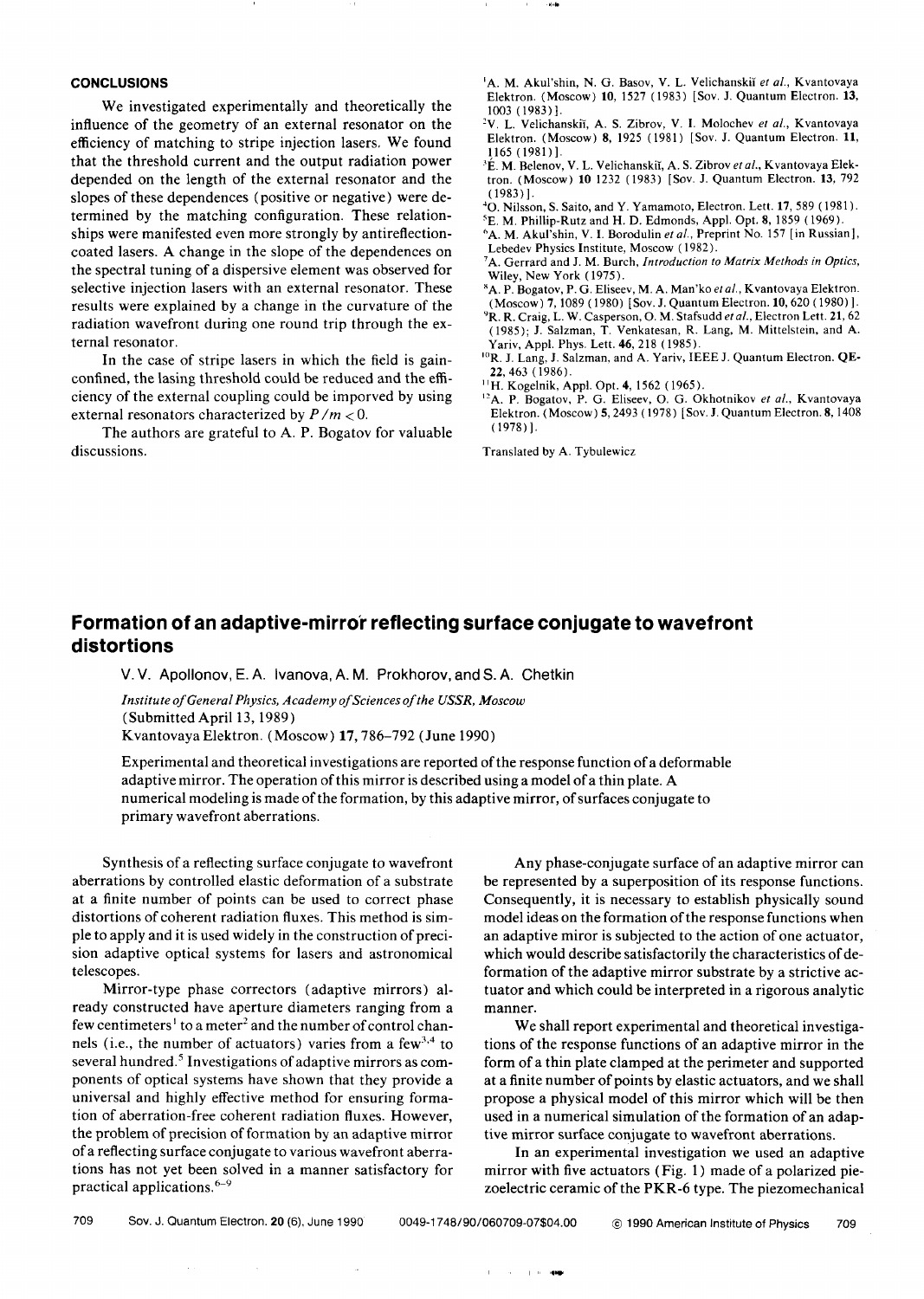## CONCLUSIONS

We investigated experimentally and theoretically the influence of the geometry of an external resonator on the efficiency of matching to stripe injection lasers. We found that the threshold current and the output radiation power depended on the length of the external resonator and the slopes of these dependences (positive or negative) were determined by the matching configuration. These relationships were manifested even more strongly by antireflection-coated lasers. A change in the slope of the dependences on the spectral tuning of a dispersive element was observed for selective injection lasers with an external resonator. These results were explained by a change in the curvature of the radiation wavefront during one round trip through the external resonator.

In the case of stripe lasers in which the field is gain-confined, the lasing threshold could be reduced and the efficiency of the external coupling could be imporved by using external resonators characterized by $P/m < 0$.

The authors are grateful to A. P. Bogatov for valuable discussions.

[1] A. M. Akul'shin, N. G. Basov, V. L. Velichanskiĭ *et al.*, Kvantovaya Elektron. (Moscow) **10**, 1527 (1983) [Sov. J. Quantum Electron. **13**, 1003 (1983)].
[2] V. L. Velichanskiĭ, A. S. Zibrov, V. I. Molochev *et al.*, Kvantovaya Elektron. (Moscow) **8**, 1925 (1981) [Sov. J. Quantum Electron. **11**, 1165 (1981)].
[3] É. M. Belenov, V. L. Velichanskiĭ, A. S. Zibrov *et al.*, Kvantovaya Elektron. (Moscow) **10** 1232 (1983) [Sov. J. Quantum Electron. **13**, 792 (1983)].
[4] O. Nilsson, S. Saito, and Y. Yamamoto, Electron. Lett. **17**, 589 (1981).
[5] E. M. Phillip-Rutz and H. D. Edmonds, Appl. Opt. **8**, 1859 (1969).
[6] A. M. Akul'shin, V. I. Borodulin *et al.*, Preprint No. 157 [in Russian], Lebedev Physics Institute, Moscow (1982).
[7] A. Gerrard and J. M. Burch, *Introduction to Matrix Methods in Optics*, Wiley, New York (1975).
[8] A. P. Bogatov, P. G. Eliseev, M. A. Man'ko *et al.*, Kvantovaya Elektron. (Moscow) **7**, 1089 (1980) [Sov. J. Quantum Electron. **10**, 620 (1980)].
[9] R. R. Craig, L. W. Casperson, O. M. Stafsudd *et al.*, Electron Lett. **21**, 62 (1985); J. Salzman, T. Venkatesan, R. Lang, M. Mittelstein, and A. Yariv, Appl. Phys. Lett. **46**, 218 (1985).
[10] R. J. Lang, J. Salzman, and A. Yariv, IEEE J. Quantum Electron. **QE-22**, 463 (1986).
[11] H. Kogelnik, Appl. Opt. **4**, 1562 (1965).
[12] A. P. Bogatov, P. G. Eliseev, O. G. Okhotnikov *et al.*, Kvantovaya Elektron. (Moscow) **5**, 2493 (1978) [Sov. J. Quantum Electron. **8**, 1408 (1978)].

Translated by A. Tybulewicz

# Formation of an adaptive-mirror reflecting surface conjugate to wavefront distortions

V. V. Apollonov, E. A. Ivanova, A. M. Prokhorov, and S. A. Chetkin

*Institute of General Physics, Academy of Sciences of the USSR, Moscow*
(Submitted April 13, 1989)
Kvantovaya Elektron. (Moscow) **17**, 786–792 (June 1990)

Experimental and theoretical investigations are reported of the response function of a deformable adaptive mirror. The operation of this mirror is described using a model of a thin plate. A numerical modeling is made of the formation, by this adaptive mirror, of surfaces conjugate to primary wavefront aberrations.

Synthesis of a reflecting surface conjugate to wavefront aberrations by controlled elastic deformation of a substrate at a finite number of points can be used to correct phase distortions of coherent radiation fluxes. This method is simple to apply and it is used widely in the construction of precision adaptive optical systems for lasers and astronomical telescopes.

Mirror-type phase correctors (adaptive mirrors) already constructed have aperture diameters ranging from a few centimeters[1] to a meter[2] and the number of control channels (i.e., the number of actuators) varies from a few[3,4] to several hundred.[5] Investigations of adaptive mirrors as components of optical systems have shown that they provide a universal and highly effective method for ensuring formation of aberration-free coherent radiation fluxes. However, the problem of precision of formation by an adaptive mirror of a reflecting surface conjugate to various wavefront aberrations has not yet been solved in a manner satisfactory for practical applications.[6–9]

Any phase-conjugate surface of an adaptive mirror can be represented by a superposition of its response functions. Consequently, it is necessary to establish physically sound model ideas on the formation of the response functions when an adaptive miror is subjected to the action of one actuator, which would describe satisfactorily the characteristics of deformation of the adaptive mirror substrate by a strictive actuator and which could be interpreted in a rigorous analytic manner.

We shall report experimental and theoretical investigations of the response functions of an adaptive mirror in the form of a thin plate clamped at the perimeter and supported at a finite number of points by elastic actuators, and we shall propose a physical model of this mirror which will be then used in a numerical simulation of the formation of an adaptive mirror surface conjugate to wavefront aberrations.

In an experimental investigation we used an adaptive mirror with five actuators (Fig. 1) made of a polarized piezoelectric ceramic of the PKR-6 type. The piezomechanical